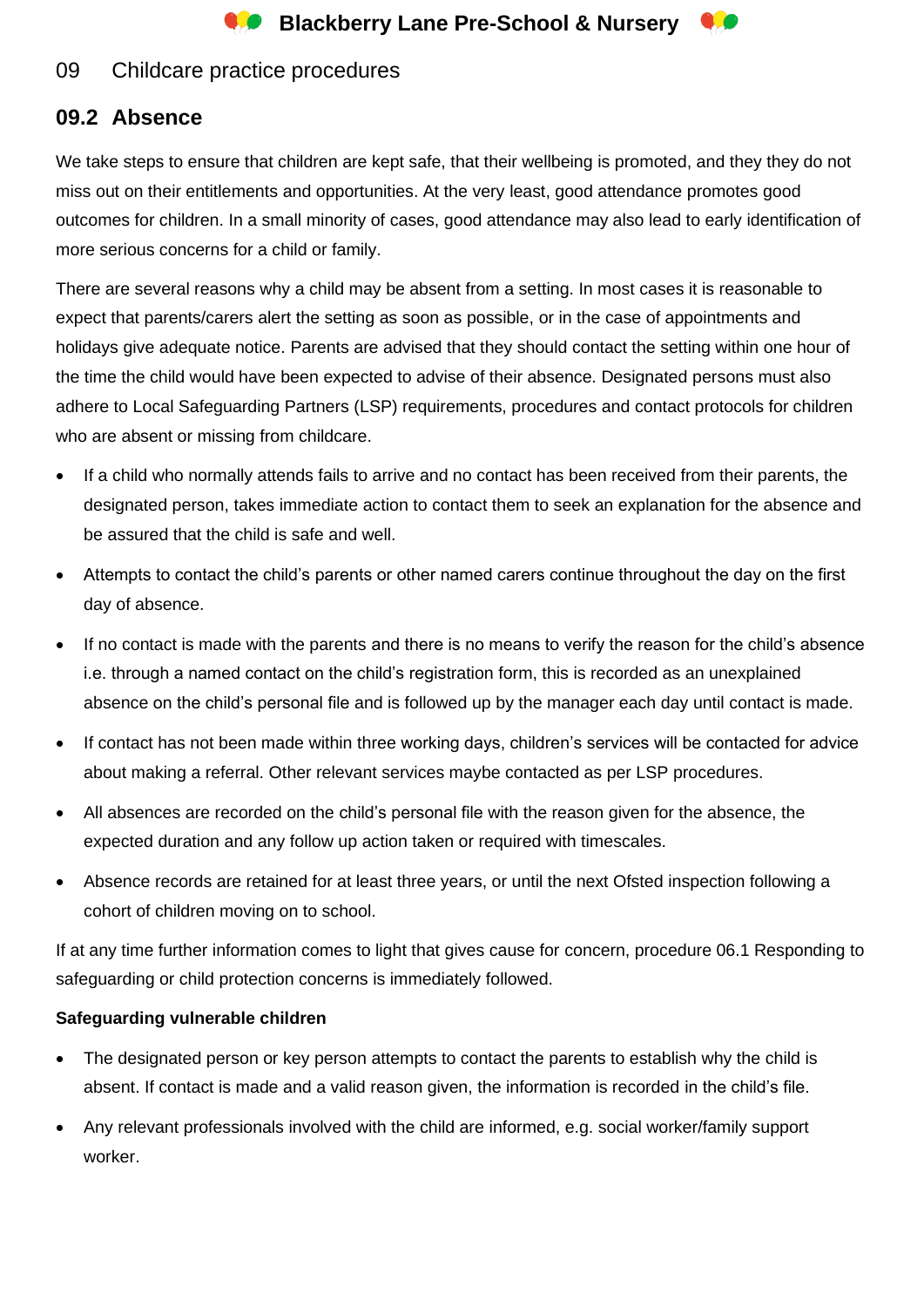# 09 Childcare practice procedures

## 09.2 Absence

We take steps to ensure that children are kept safe, that their wellbeing is promoted, and they they do not miss out on their entitlements and opportunities. At the very least, good attendance promotes good outcomes for children. In a small minority of cases, good attendance may also lead to early identification of more serious concerns for a child or family.

There are several reasons why a child may be absent from a setting. In most cases it is reasonable to expect that parents/carers alert the setting as soon as possible, or in the case of appointments and holidays give adequate notice. Parents are advised that they should contact the setting within one hour of the time the child would have been expected to advise of their absence. Designated persons must also adhere to Local Safeguarding Partners (LSP) requirements, procedures and contact protocols for children who are absent or missing from childcare.

- If a child who normally attends fails to arrive and no contact has been received from their parents, the designated person, takes immediate action to contact them to seek an explanation for the absence and be assured that the child is safe and well.
- Attempts to contact the child's parents or other named carers continue throughout the day on the first day of absence.
- If no contact is made with the parents and there is no means to verify the reason for the child's absence i.e. through a named contact on the child's registration form, this is recorded as an unexplained absence on the child's personal file and is followed up by the manager each day until contact is made.
- If contact has not been made within three working days, children's services will be contacted for advice about making a referral. Other relevant services maybe contacted as per LSP procedures.
- All absences are recorded on the child's personal file with the reason given for the absence, the expected duration and any follow up action taken or required with timescales.
- Absence records are retained for at least three years, or until the next Ofsted inspection following a cohort of children moving on to school.

If at any time further information comes to light that gives cause for concern, procedure 06.1 Responding to safeguarding or child protection concerns is immediately followed.

**Safeguarding vulnerable children**

- The designated person or key person attempts to contact the parents to establish why the child is absent. If contact is made and a valid reason given, the information is recorded in the child's file.
- Any relevant professionals involved with the child are informed, e.g. social worker/family support worker.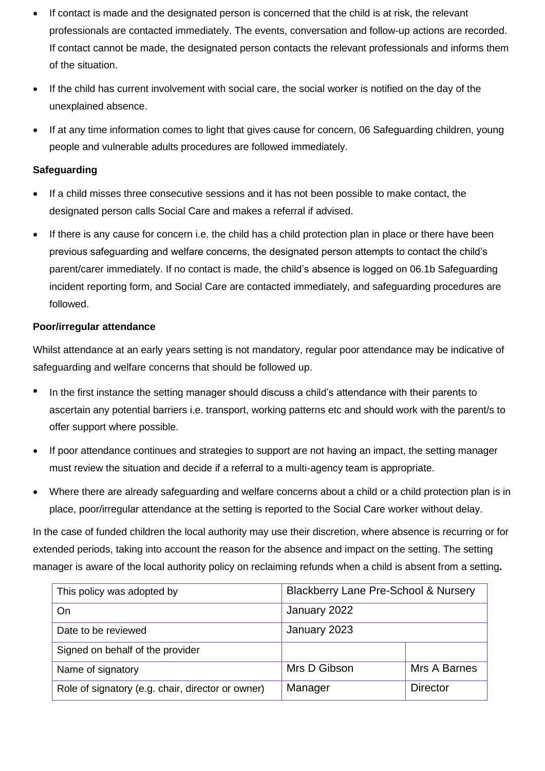- If contact is made and the designated person is concerned that the child is at risk, the relevant professionals are contacted immediately. The events, conversation and follow-up actions are recorded. If contact cannot be made, the designated person contacts the relevant professionals and informs them of the situation.
- If the child has current involvement with social care, the social worker is notified on the day of the unexplained absence.
- If at any time information comes to light that gives cause for concern, 06 Safeguarding children, young people and vulnerable adults procedures are followed immediately.

**Safeguarding**

- If a child misses three consecutive sessions and it has not been possible to make contact, the designated person calls Social Care and makes a referral if advised.
- If there is any cause for concern i.e. the child has a child protection plan in place or there have been previous safeguarding and welfare concerns, the designated person attempts to contact the child's parent/carer immediately. If no contact is made, the child's absence is logged on 06.1b Safeguarding incident reporting form, and Social Care are contacted immediately, and safeguarding procedures are followed.

**Poor/irregular attendance**

Whilst attendance at an early years setting is not mandatory, regular poor attendance may be indicative of safeguarding and welfare concerns that should be followed up.

- In the first instance the setting manager should discuss a child's attendance with their parents to ascertain any potential barriers i.e. transport, working patterns etc and should work with the parent/s to offer support where possible.
- If poor attendance continues and strategies to support are not having an impact, the setting manager must review the situation and decide if a referral to a multi-agency team is appropriate.
- Where there are already safeguarding and welfare concerns about a child or a child protection plan is in place, poor/irregular attendance at the setting is reported to the Social Care worker without delay.

In the case of funded children the local authority may use their discretion, where absence is recurring or for extended periods, taking into account the reason for the absence and impact on the setting. The setting manager is aware of the local authority policy on reclaiming refunds when a child is absent from a setting**.**

| | | |
|---|---|---|
| This policy was adopted by | Blackberry Lane Pre-School & Nursery | |
| On | January 2022 | |
| Date to be reviewed | January 2023 | |
| Signed on behalf of the provider | | |
| Name of signatory | Mrs D Gibson | Mrs A Barnes |
| Role of signatory (e.g. chair, director or owner) | Manager | Director |